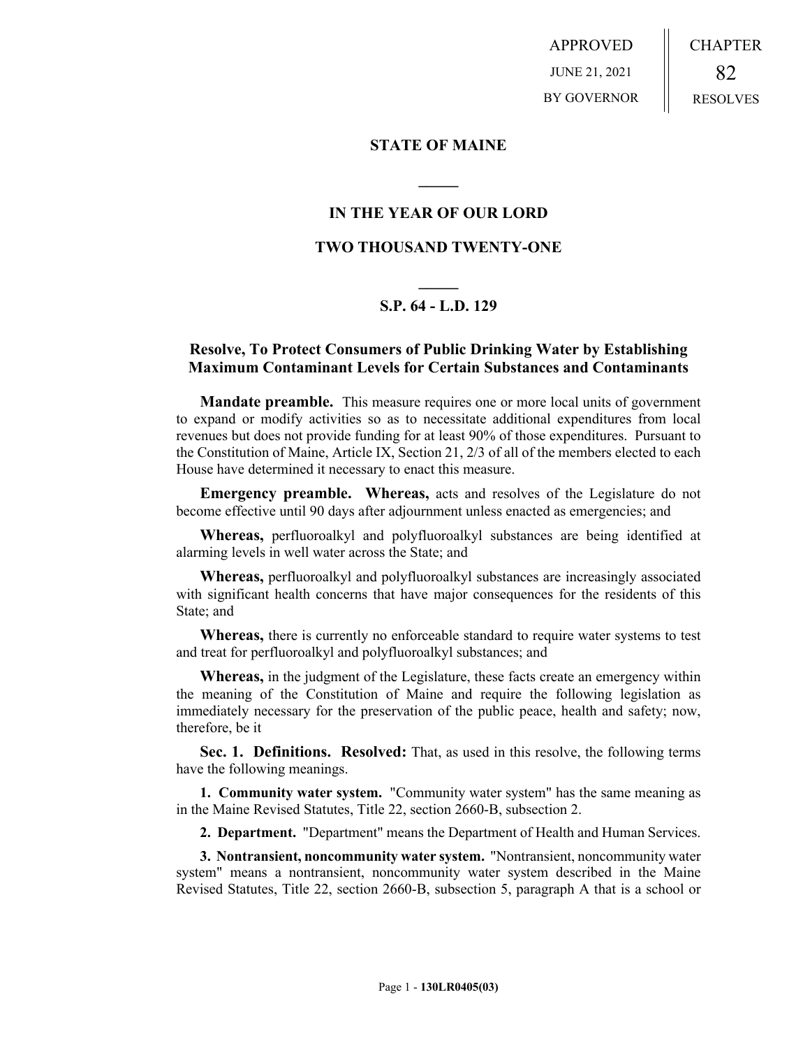APPROVED
JUNE 21, 2021
BY GOVERNOR

CHAPTER
82
RESOLVES

# STATE OF MAINE

## IN THE YEAR OF OUR LORD

## TWO THOUSAND TWENTY-ONE

### S.P. 64 - L.D. 129

### Resolve, To Protect Consumers of Public Drinking Water by Establishing Maximum Contaminant Levels for Certain Substances and Contaminants

**Mandate preamble.** This measure requires one or more local units of government to expand or modify activities so as to necessitate additional expenditures from local revenues but does not provide funding for at least 90% of those expenditures. Pursuant to the Constitution of Maine, Article IX, Section 21, 2/3 of all of the members elected to each House have determined it necessary to enact this measure.

**Emergency preamble. Whereas,** acts and resolves of the Legislature do not become effective until 90 days after adjournment unless enacted as emergencies; and

**Whereas,** perfluoroalkyl and polyfluoroalkyl substances are being identified at alarming levels in well water across the State; and

**Whereas,** perfluoroalkyl and polyfluoroalkyl substances are increasingly associated with significant health concerns that have major consequences for the residents of this State; and

**Whereas,** there is currently no enforceable standard to require water systems to test and treat for perfluoroalkyl and polyfluoroalkyl substances; and

**Whereas,** in the judgment of the Legislature, these facts create an emergency within the meaning of the Constitution of Maine and require the following legislation as immediately necessary for the preservation of the public peace, health and safety; now, therefore, be it

**Sec. 1. Definitions. Resolved:** That, as used in this resolve, the following terms have the following meanings.

**1. Community water system.** "Community water system" has the same meaning as in the Maine Revised Statutes, Title 22, section 2660-B, subsection 2.

**2. Department.** "Department" means the Department of Health and Human Services.

**3. Nontransient, noncommunity water system.** "Nontransient, noncommunity water system" means a nontransient, noncommunity water system described in the Maine Revised Statutes, Title 22, section 2660-B, subsection 5, paragraph A that is a school or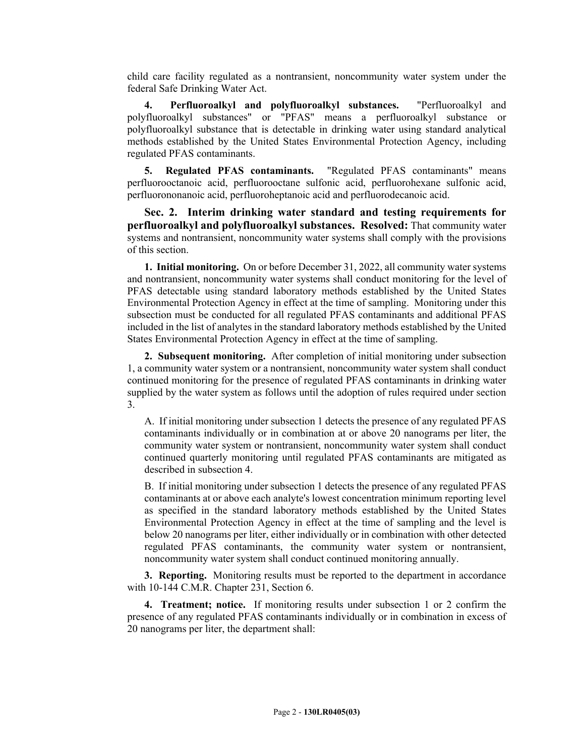child care facility regulated as a nontransient, noncommunity water system under the federal Safe Drinking Water Act.

**4. Perfluoroalkyl and polyfluoroalkyl substances.** "Perfluoroalkyl and polyfluoroalkyl substances" or "PFAS" means a perfluoroalkyl substance or polyfluoroalkyl substance that is detectable in drinking water using standard analytical methods established by the United States Environmental Protection Agency, including regulated PFAS contaminants.

**5. Regulated PFAS contaminants.** "Regulated PFAS contaminants" means perfluorooctanoic acid, perfluorooctane sulfonic acid, perfluorohexane sulfonic acid, perfluorononanoic acid, perfluoroheptanoic acid and perfluorodecanoic acid.

**Sec. 2. Interim drinking water standard and testing requirements for perfluoroalkyl and polyfluoroalkyl substances. Resolved:** That community water systems and nontransient, noncommunity water systems shall comply with the provisions of this section.

**1. Initial monitoring.** On or before December 31, 2022, all community water systems and nontransient, noncommunity water systems shall conduct monitoring for the level of PFAS detectable using standard laboratory methods established by the United States Environmental Protection Agency in effect at the time of sampling. Monitoring under this subsection must be conducted for all regulated PFAS contaminants and additional PFAS included in the list of analytes in the standard laboratory methods established by the United States Environmental Protection Agency in effect at the time of sampling.

**2. Subsequent monitoring.** After completion of initial monitoring under subsection 1, a community water system or a nontransient, noncommunity water system shall conduct continued monitoring for the presence of regulated PFAS contaminants in drinking water supplied by the water system as follows until the adoption of rules required under section 3.

A. If initial monitoring under subsection 1 detects the presence of any regulated PFAS contaminants individually or in combination at or above 20 nanograms per liter, the community water system or nontransient, noncommunity water system shall conduct continued quarterly monitoring until regulated PFAS contaminants are mitigated as described in subsection 4.

B. If initial monitoring under subsection 1 detects the presence of any regulated PFAS contaminants at or above each analyte's lowest concentration minimum reporting level as specified in the standard laboratory methods established by the United States Environmental Protection Agency in effect at the time of sampling and the level is below 20 nanograms per liter, either individually or in combination with other detected regulated PFAS contaminants, the community water system or nontransient, noncommunity water system shall conduct continued monitoring annually.

**3. Reporting.** Monitoring results must be reported to the department in accordance with 10-144 C.M.R. Chapter 231, Section 6.

**4. Treatment; notice.** If monitoring results under subsection 1 or 2 confirm the presence of any regulated PFAS contaminants individually or in combination in excess of 20 nanograms per liter, the department shall: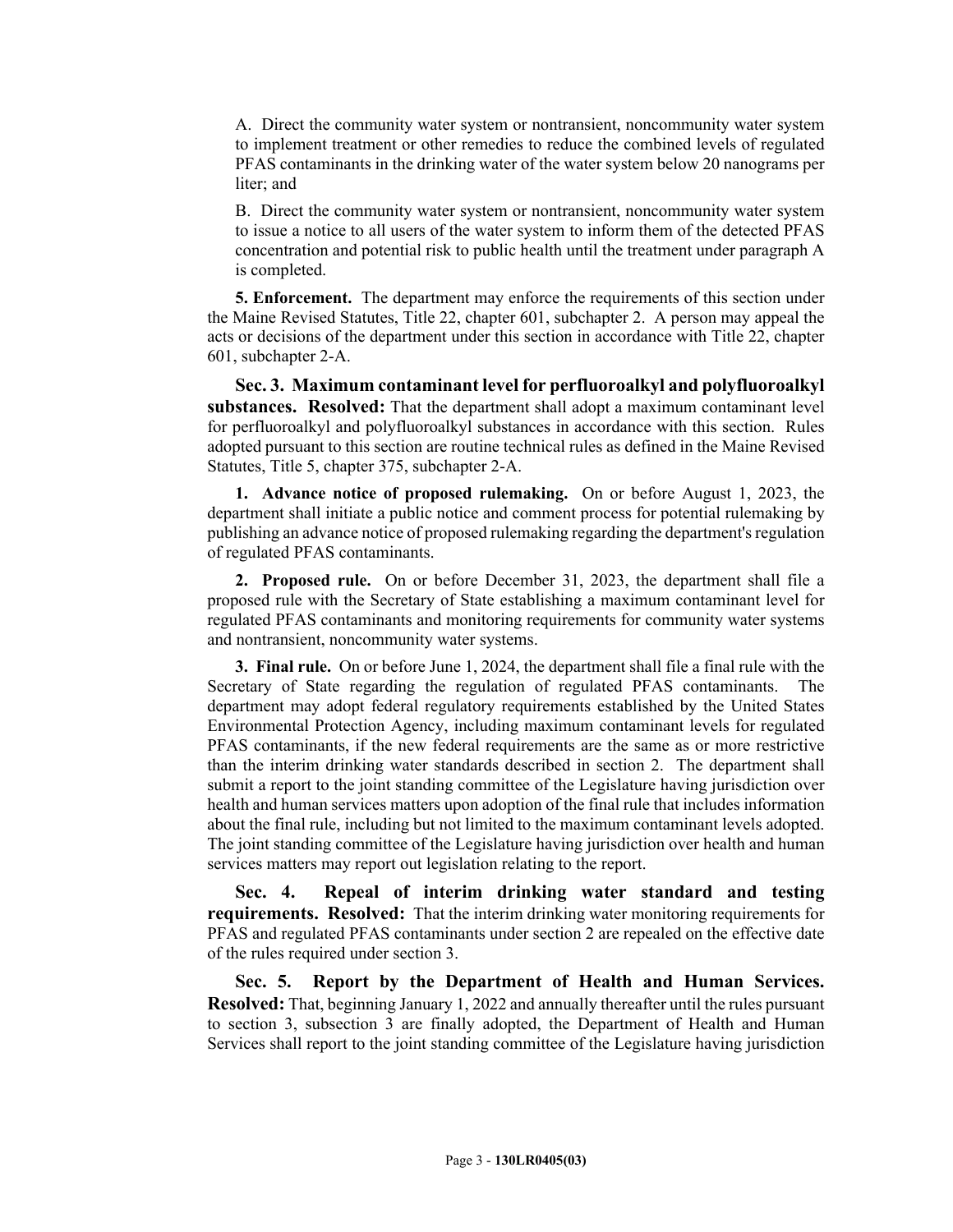A. Direct the community water system or nontransient, noncommunity water system to implement treatment or other remedies to reduce the combined levels of regulated PFAS contaminants in the drinking water of the water system below 20 nanograms per liter; and

B. Direct the community water system or nontransient, noncommunity water system to issue a notice to all users of the water system to inform them of the detected PFAS concentration and potential risk to public health until the treatment under paragraph A is completed.

**5. Enforcement.** The department may enforce the requirements of this section under the Maine Revised Statutes, Title 22, chapter 601, subchapter 2. A person may appeal the acts or decisions of the department under this section in accordance with Title 22, chapter 601, subchapter 2-A.

**Sec. 3. Maximum contaminant level for perfluoroalkyl and polyfluoroalkyl substances. Resolved:** That the department shall adopt a maximum contaminant level for perfluoroalkyl and polyfluoroalkyl substances in accordance with this section. Rules adopted pursuant to this section are routine technical rules as defined in the Maine Revised Statutes, Title 5, chapter 375, subchapter 2-A.

**1. Advance notice of proposed rulemaking.** On or before August 1, 2023, the department shall initiate a public notice and comment process for potential rulemaking by publishing an advance notice of proposed rulemaking regarding the department's regulation of regulated PFAS contaminants.

**2. Proposed rule.** On or before December 31, 2023, the department shall file a proposed rule with the Secretary of State establishing a maximum contaminant level for regulated PFAS contaminants and monitoring requirements for community water systems and nontransient, noncommunity water systems.

**3. Final rule.** On or before June 1, 2024, the department shall file a final rule with the Secretary of State regarding the regulation of regulated PFAS contaminants. The department may adopt federal regulatory requirements established by the United States Environmental Protection Agency, including maximum contaminant levels for regulated PFAS contaminants, if the new federal requirements are the same as or more restrictive than the interim drinking water standards described in section 2. The department shall submit a report to the joint standing committee of the Legislature having jurisdiction over health and human services matters upon adoption of the final rule that includes information about the final rule, including but not limited to the maximum contaminant levels adopted. The joint standing committee of the Legislature having jurisdiction over health and human services matters may report out legislation relating to the report.

**Sec. 4. Repeal of interim drinking water standard and testing requirements. Resolved:** That the interim drinking water monitoring requirements for PFAS and regulated PFAS contaminants under section 2 are repealed on the effective date of the rules required under section 3.

**Sec. 5. Report by the Department of Health and Human Services. Resolved:** That, beginning January 1, 2022 and annually thereafter until the rules pursuant to section 3, subsection 3 are finally adopted, the Department of Health and Human Services shall report to the joint standing committee of the Legislature having jurisdiction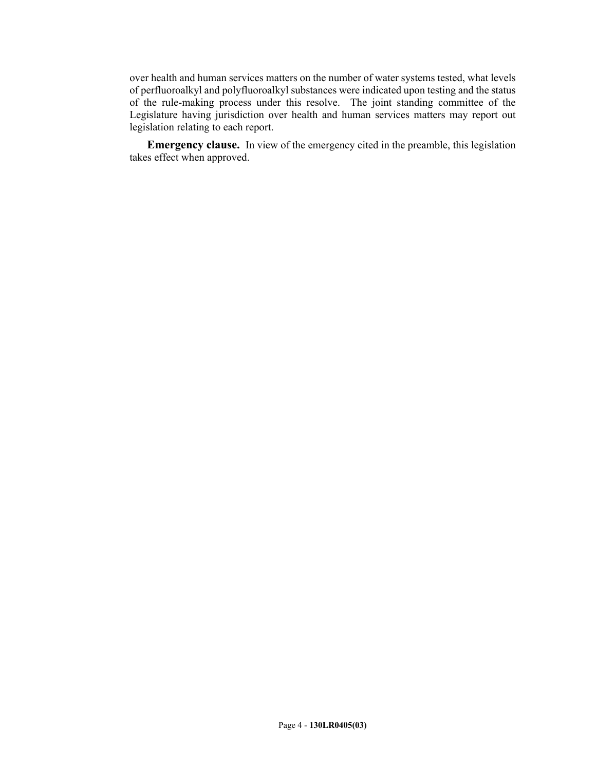over health and human services matters on the number of water systems tested, what levels of perfluoroalkyl and polyfluoroalkyl substances were indicated upon testing and the status of the rule-making process under this resolve. The joint standing committee of the Legislature having jurisdiction over health and human services matters may report out legislation relating to each report.

**Emergency clause.** In view of the emergency cited in the preamble, this legislation takes effect when approved.